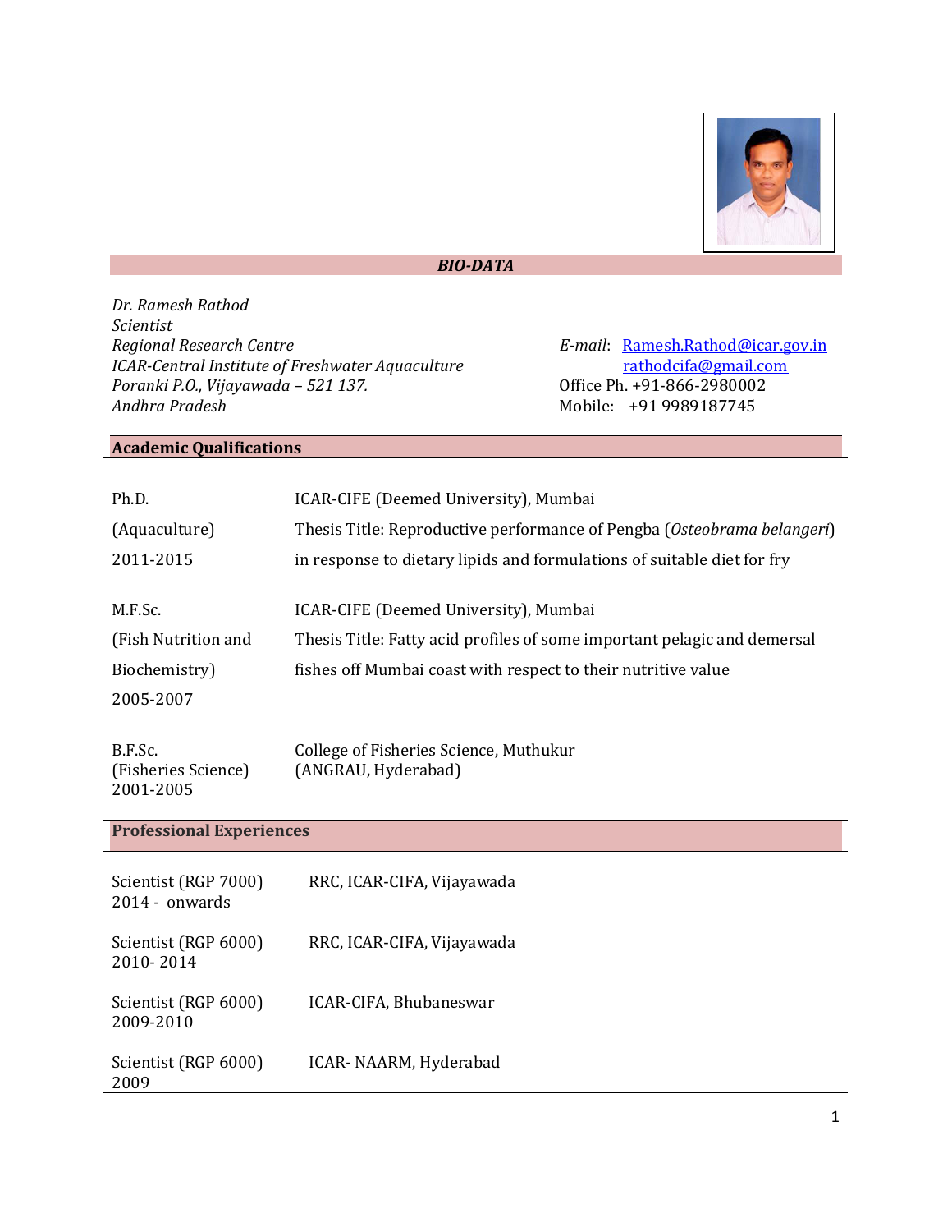# *BIO-DATA*

*Dr. Ramesh Rathod*
*Scientist*
*Regional Research Centre*
*ICAR-Central Institute of Freshwater Aquaculture*
*Poranki P.O., Vijayawada – 521 137.*
*Andhra Pradesh*

*E-mail*: Ramesh.Rathod@icar.gov.in
rathodcifa@gmail.com
Office Ph. +91-866-2980002
Mobile: +91 9989187745

## Academic Qualifications

| | |
|---|---|
| Ph.D. (Aquaculture) 2011-2015 | ICAR-CIFE (Deemed University), Mumbai<br>Thesis Title: Reproductive performance of Pengba (*Osteobrama belangeri*) in response to dietary lipids and formulations of suitable diet for fry |
| M.F.Sc. (Fish Nutrition and Biochemistry) 2005-2007 | ICAR-CIFE (Deemed University), Mumbai<br>Thesis Title: Fatty acid profiles of some important pelagic and demersal fishes off Mumbai coast with respect to their nutritive value |
| B.F.Sc. (Fisheries Science) 2001-2005 | College of Fisheries Science, Muthukur (ANGRAU, Hyderabad) |

## Professional Experiences

| | |
|---|---|
| Scientist (RGP 7000) 2014 - onwards | RRC, ICAR-CIFA, Vijayawada |
| Scientist (RGP 6000) 2010- 2014 | RRC, ICAR-CIFA, Vijayawada |
| Scientist (RGP 6000) 2009-2010 | ICAR-CIFA, Bhubaneswar |
| Scientist (RGP 6000) 2009 | ICAR- NAARM, Hyderabad |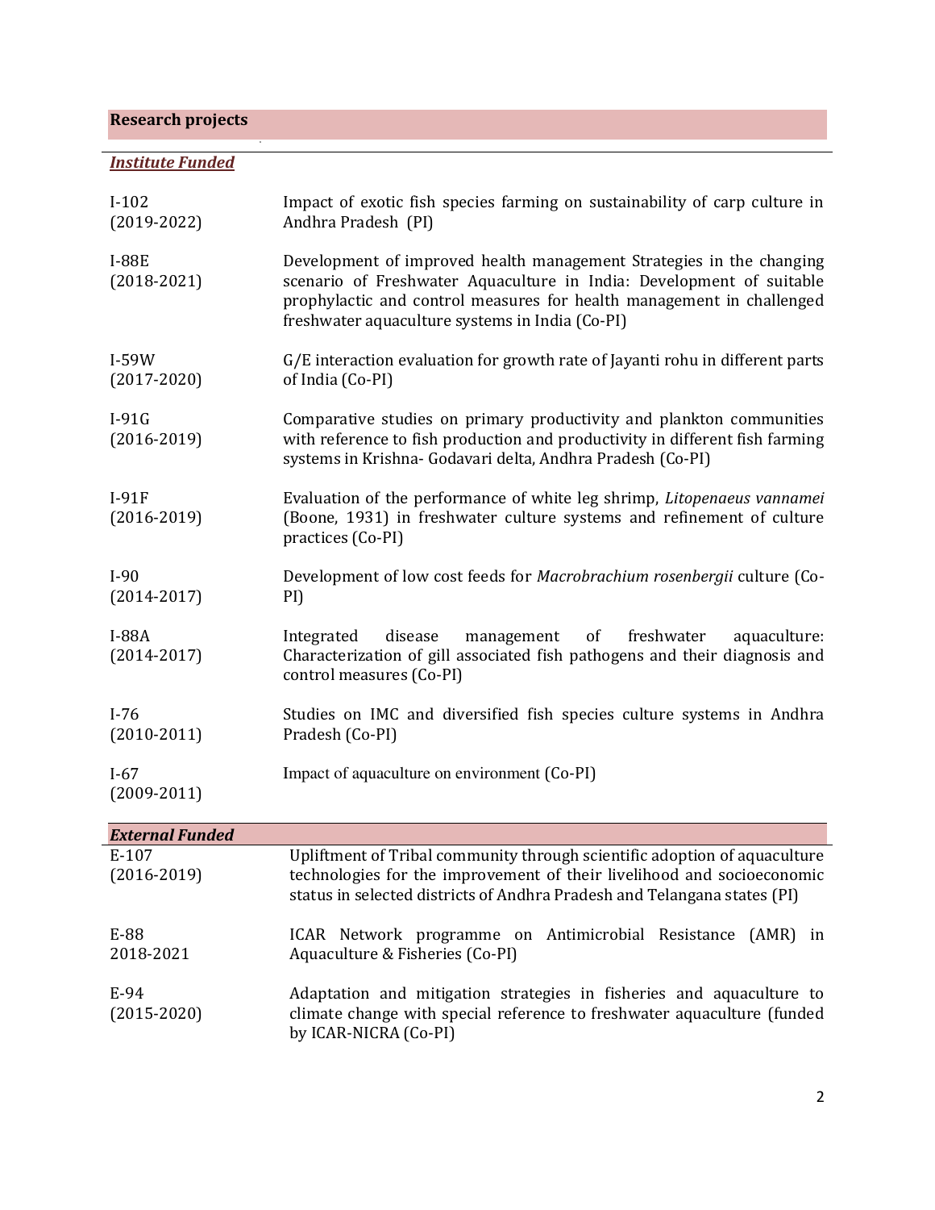## Research projects

### *Institute Funded*

| | |
|---|---|
| I-102 (2019-2022) | Impact of exotic fish species farming on sustainability of carp culture in Andhra Pradesh (PI) |
| I-88E (2018-2021) | Development of improved health management Strategies in the changing scenario of Freshwater Aquaculture in India: Development of suitable prophylactic and control measures for health management in challenged freshwater aquaculture systems in India (Co-PI) |
| I-59W (2017-2020) | G/E interaction evaluation for growth rate of Jayanti rohu in different parts of India (Co-PI) |
| I-91G (2016-2019) | Comparative studies on primary productivity and plankton communities with reference to fish production and productivity in different fish farming systems in Krishna- Godavari delta, Andhra Pradesh (Co-PI) |
| I-91F (2016-2019) | Evaluation of the performance of white leg shrimp, *Litopenaeus vannamei* (Boone, 1931) in freshwater culture systems and refinement of culture practices (Co-PI) |
| I-90 (2014-2017) | Development of low cost feeds for *Macrobrachium rosenbergii* culture (Co-PI) |
| I-88A (2014-2017) | Integrated disease management of freshwater aquaculture: Characterization of gill associated fish pathogens and their diagnosis and control measures (Co-PI) |
| I-76 (2010-2011) | Studies on IMC and diversified fish species culture systems in Andhra Pradesh (Co-PI) |
| I-67 (2009-2011) | Impact of aquaculture on environment (Co-PI) |

### *External Funded*

| | |
|---|---|
| E-107 (2016-2019) | Upliftment of Tribal community through scientific adoption of aquaculture technologies for the improvement of their livelihood and socioeconomic status in selected districts of Andhra Pradesh and Telangana states (PI) |
| E-88 2018-2021 | ICAR Network programme on Antimicrobial Resistance (AMR) in Aquaculture & Fisheries (Co-PI) |
| E-94 (2015-2020) | Adaptation and mitigation strategies in fisheries and aquaculture to climate change with special reference to freshwater aquaculture (funded by ICAR-NICRA (Co-PI) |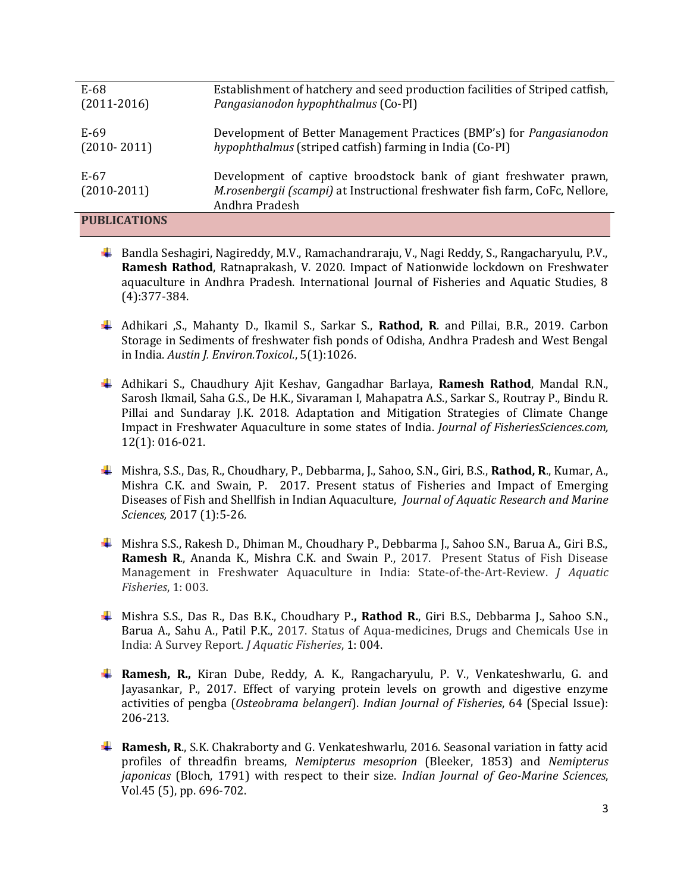| | |
|---|---|
| E-68 (2011-2016) | Establishment of hatchery and seed production facilities of Striped catfish, *Pangasianodon hypophthalmus* (Co-PI) |
| E-69 (2010- 2011) | Development of Better Management Practices (BMP's) for *Pangasianodon hypophthalmus* (striped catfish) farming in India (Co-PI) |
| E-67 (2010-2011) | Development of captive broodstock bank of giant freshwater prawn, *M.rosenbergii (scampi)* at Instructional freshwater fish farm, CoFc, Nellore, Andhra Pradesh |

## PUBLICATIONS

- Bandla Seshagiri, Nagireddy, M.V., Ramachandraraju, V., Nagi Reddy, S., Rangacharyulu, P.V., **Ramesh Rathod**, Ratnaprakash, V. 2020. Impact of Nationwide lockdown on Freshwater aquaculture in Andhra Pradesh. International Journal of Fisheries and Aquatic Studies, 8 (4):377-384.

- Adhikari ,S., Mahanty D., Ikamil S., Sarkar S., **Rathod, R**. and Pillai, B.R., 2019. Carbon Storage in Sediments of freshwater fish ponds of Odisha, Andhra Pradesh and West Bengal in India. *Austin J. Environ.Toxicol.*, 5(1):1026.

- Adhikari S., Chaudhury Ajit Keshav, Gangadhar Barlaya, **Ramesh Rathod**, Mandal R.N., Sarosh Ikmail, Saha G.S., De H.K., Sivaraman I, Mahapatra A.S., Sarkar S., Routray P., Bindu R. Pillai and Sundaray J.K. 2018. Adaptation and Mitigation Strategies of Climate Change Impact in Freshwater Aquaculture in some states of India. *Journal of FisheriesSciences.com,* 12(1): 016-021.

- Mishra, S.S., Das, R., Choudhary, P., Debbarma, J., Sahoo, S.N., Giri, B.S., **Rathod, R**., Kumar, A., Mishra C.K. and Swain, P. 2017. Present status of Fisheries and Impact of Emerging Diseases of Fish and Shellfish in Indian Aquaculture, *Journal of Aquatic Research and Marine Sciences,* 2017 (1):5-26.

- Mishra S.S., Rakesh D., Dhiman M., Choudhary P., Debbarma J., Sahoo S.N., Barua A., Giri B.S., **Ramesh R**., Ananda K., Mishra C.K. and Swain P., 2017. Present Status of Fish Disease Management in Freshwater Aquaculture in India: State-of-the-Art-Review. *J Aquatic Fisheries*, 1: 003.

- Mishra S.S., Das R., Das B.K., Choudhary P.**, Rathod R.**, Giri B.S., Debbarma J., Sahoo S.N., Barua A., Sahu A., Patil P.K., 2017. Status of Aqua-medicines, Drugs and Chemicals Use in India: A Survey Report. *J Aquatic Fisheries*, 1: 004.

- **Ramesh, R.,** Kiran Dube, Reddy, A. K., Rangacharyulu, P. V., Venkateshwarlu, G. and Jayasankar, P., 2017. Effect of varying protein levels on growth and digestive enzyme activities of pengba (*Osteobrama belangeri*). *Indian Journal of Fisheries*, 64 (Special Issue): 206-213.

- **Ramesh, R**., S.K. Chakraborty and G. Venkateshwarlu, 2016. Seasonal variation in fatty acid profiles of threadfin breams, *Nemipterus mesoprion* (Bleeker, 1853) and *Nemipterus japonicas* (Bloch, 1791) with respect to their size. *Indian Journal of Geo-Marine Sciences*, Vol.45 (5), pp. 696-702.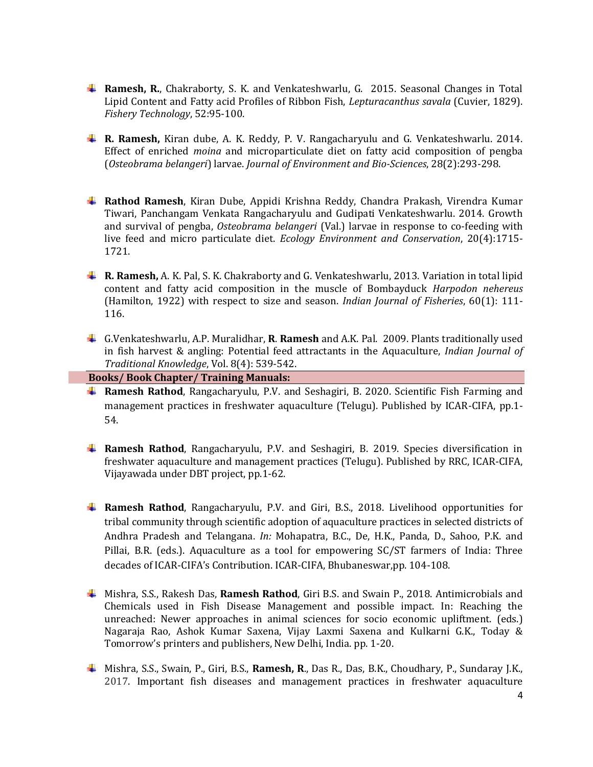- **Ramesh, R.**, Chakraborty, S. K. and Venkateshwarlu, G. 2015. Seasonal Changes in Total Lipid Content and Fatty acid Profiles of Ribbon Fish, *Lepturacanthus savala* (Cuvier, 1829). *Fishery Technology*, 52:95-100.

- **R. Ramesh,** Kiran dube, A. K. Reddy, P. V. Rangacharyulu and G. Venkateshwarlu. 2014. Effect of enriched *moina* and microparticulate diet on fatty acid composition of pengba (*Osteobrama belangeri*) larvae. *Journal of Environment and Bio-Sciences*, 28(2):293-298.

- **Rathod Ramesh**, Kiran Dube, Appidi Krishna Reddy, Chandra Prakash, Virendra Kumar Tiwari, Panchangam Venkata Rangacharyulu and Gudipati Venkateshwarlu. 2014. Growth and survival of pengba, *Osteobrama belangeri* (Val.) larvae in response to co-feeding with live feed and micro particulate diet. *Ecology Environment and Conservation*, 20(4):1715-1721.

- **R. Ramesh,** A. K. Pal, S. K. Chakraborty and G. Venkateshwarlu, 2013. Variation in total lipid content and fatty acid composition in the muscle of Bombayduck *Harpodon nehereus* (Hamilton, 1922) with respect to size and season. *Indian Journal of Fisheries*, 60(1): 111-116.

- G.Venkateshwarlu, A.P. Muralidhar, **R**. **Ramesh** and A.K. Pal. 2009. Plants traditionally used in fish harvest & angling: Potential feed attractants in the Aquaculture, *Indian Journal of Traditional Knowledge*, Vol. 8(4): 539-542.

## Books/ Book Chapter/ Training Manuals:

- **Ramesh Rathod**, Rangacharyulu, P.V. and Seshagiri, B. 2020. Scientific Fish Farming and management practices in freshwater aquaculture (Telugu). Published by ICAR-CIFA, pp.1-54.

- **Ramesh Rathod**, Rangacharyulu, P.V. and Seshagiri, B. 2019. Species diversification in freshwater aquaculture and management practices (Telugu). Published by RRC, ICAR-CIFA, Vijayawada under DBT project, pp.1-62.

- **Ramesh Rathod**, Rangacharyulu, P.V. and Giri, B.S., 2018. Livelihood opportunities for tribal community through scientific adoption of aquaculture practices in selected districts of Andhra Pradesh and Telangana. *In:* Mohapatra, B.C., De, H.K., Panda, D., Sahoo, P.K. and Pillai, B.R. (eds.). Aquaculture as a tool for empowering SC/ST farmers of India: Three decades of ICAR-CIFA's Contribution. ICAR-CIFA, Bhubaneswar,pp. 104-108.

- Mishra, S.S., Rakesh Das, **Ramesh Rathod**, Giri B.S. and Swain P., 2018. Antimicrobials and Chemicals used in Fish Disease Management and possible impact. In: Reaching the unreached: Newer approaches in animal sciences for socio economic upliftment. (eds.) Nagaraja Rao, Ashok Kumar Saxena, Vijay Laxmi Saxena and Kulkarni G.K., Today & Tomorrow's printers and publishers, New Delhi, India. pp. 1-20.

- Mishra, S.S., Swain, P., Giri, B.S., **Ramesh, R**., Das R., Das, B.K., Choudhary, P., Sundaray J.K., 2017. Important fish diseases and management practices in freshwater aquaculture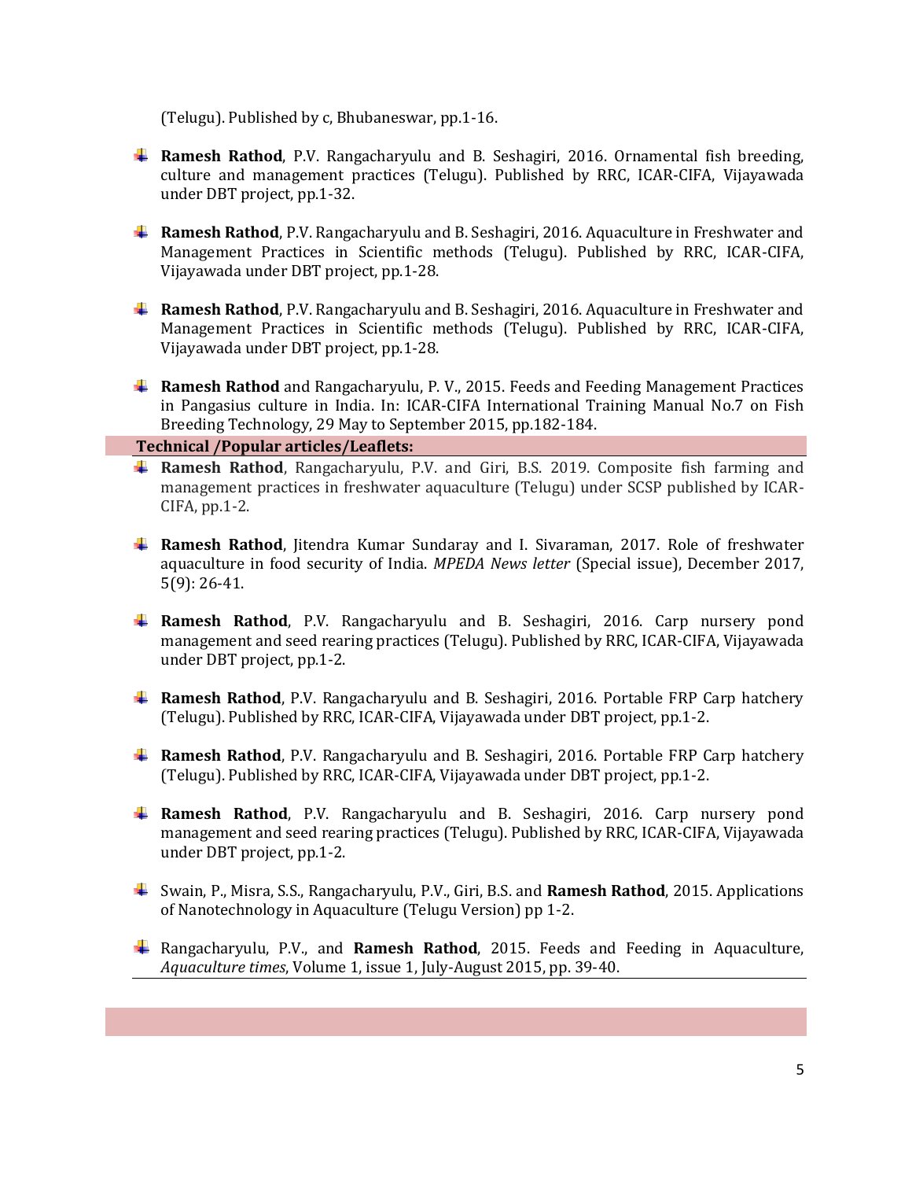(Telugu). Published by c, Bhubaneswar, pp.1-16.

- **Ramesh Rathod**, P.V. Rangacharyulu and B. Seshagiri, 2016. Ornamental fish breeding, culture and management practices (Telugu). Published by RRC, ICAR-CIFA, Vijayawada under DBT project, pp.1-32.

- **Ramesh Rathod**, P.V. Rangacharyulu and B. Seshagiri, 2016. Aquaculture in Freshwater and Management Practices in Scientific methods (Telugu). Published by RRC, ICAR-CIFA, Vijayawada under DBT project, pp.1-28.

- **Ramesh Rathod**, P.V. Rangacharyulu and B. Seshagiri, 2016. Aquaculture in Freshwater and Management Practices in Scientific methods (Telugu). Published by RRC, ICAR-CIFA, Vijayawada under DBT project, pp.1-28.

- **Ramesh Rathod** and Rangacharyulu, P. V., 2015. Feeds and Feeding Management Practices in Pangasius culture in India. In: ICAR-CIFA International Training Manual No.7 on Fish Breeding Technology, 29 May to September 2015, pp.182-184.

**Technical /Popular articles/Leaflets:**

- **Ramesh Rathod**, Rangacharyulu, P.V. and Giri, B.S. 2019. Composite fish farming and management practices in freshwater aquaculture (Telugu) under SCSP published by ICAR-CIFA, pp.1-2.

- **Ramesh Rathod**, Jitendra Kumar Sundaray and I. Sivaraman, 2017. Role of freshwater aquaculture in food security of India. *MPEDA News letter* (Special issue), December 2017, 5(9): 26-41.

- **Ramesh Rathod**, P.V. Rangacharyulu and B. Seshagiri, 2016. Carp nursery pond management and seed rearing practices (Telugu). Published by RRC, ICAR-CIFA, Vijayawada under DBT project, pp.1-2.

- **Ramesh Rathod**, P.V. Rangacharyulu and B. Seshagiri, 2016. Portable FRP Carp hatchery (Telugu). Published by RRC, ICAR-CIFA, Vijayawada under DBT project, pp.1-2.

- **Ramesh Rathod**, P.V. Rangacharyulu and B. Seshagiri, 2016. Portable FRP Carp hatchery (Telugu). Published by RRC, ICAR-CIFA, Vijayawada under DBT project, pp.1-2.

- **Ramesh Rathod**, P.V. Rangacharyulu and B. Seshagiri, 2016. Carp nursery pond management and seed rearing practices (Telugu). Published by RRC, ICAR-CIFA, Vijayawada under DBT project, pp.1-2.

- Swain, P., Misra, S.S., Rangacharyulu, P.V., Giri, B.S. and **Ramesh Rathod**, 2015. Applications of Nanotechnology in Aquaculture (Telugu Version) pp 1-2.

- Rangacharyulu, P.V., and **Ramesh Rathod**, 2015. Feeds and Feeding in Aquaculture, *Aquaculture times*, Volume 1, issue 1, July-August 2015, pp. 39-40.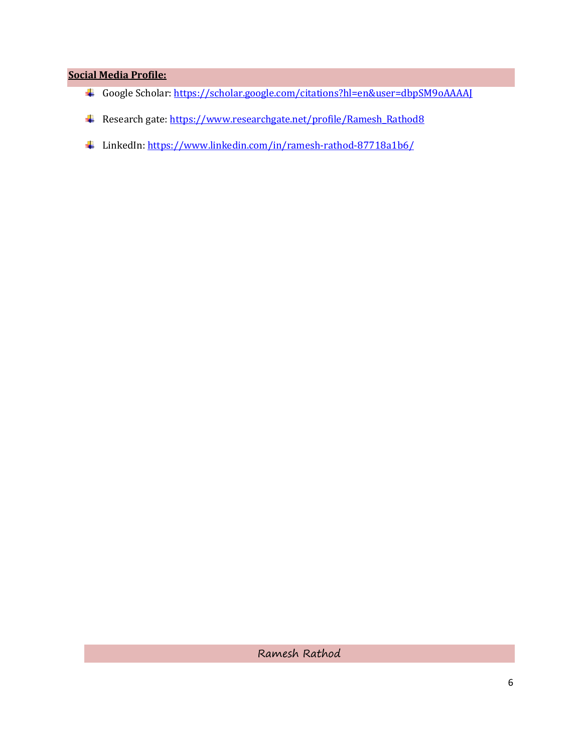**Social Media Profile:**

- Google Scholar: https://scholar.google.com/citations?hl=en&user=dbpSM9oAAAAJ
- Research gate: https://www.researchgate.net/profile/Ramesh_Rathod8
- LinkedIn: https://www.linkedin.com/in/ramesh-rathod-87718a1b6/